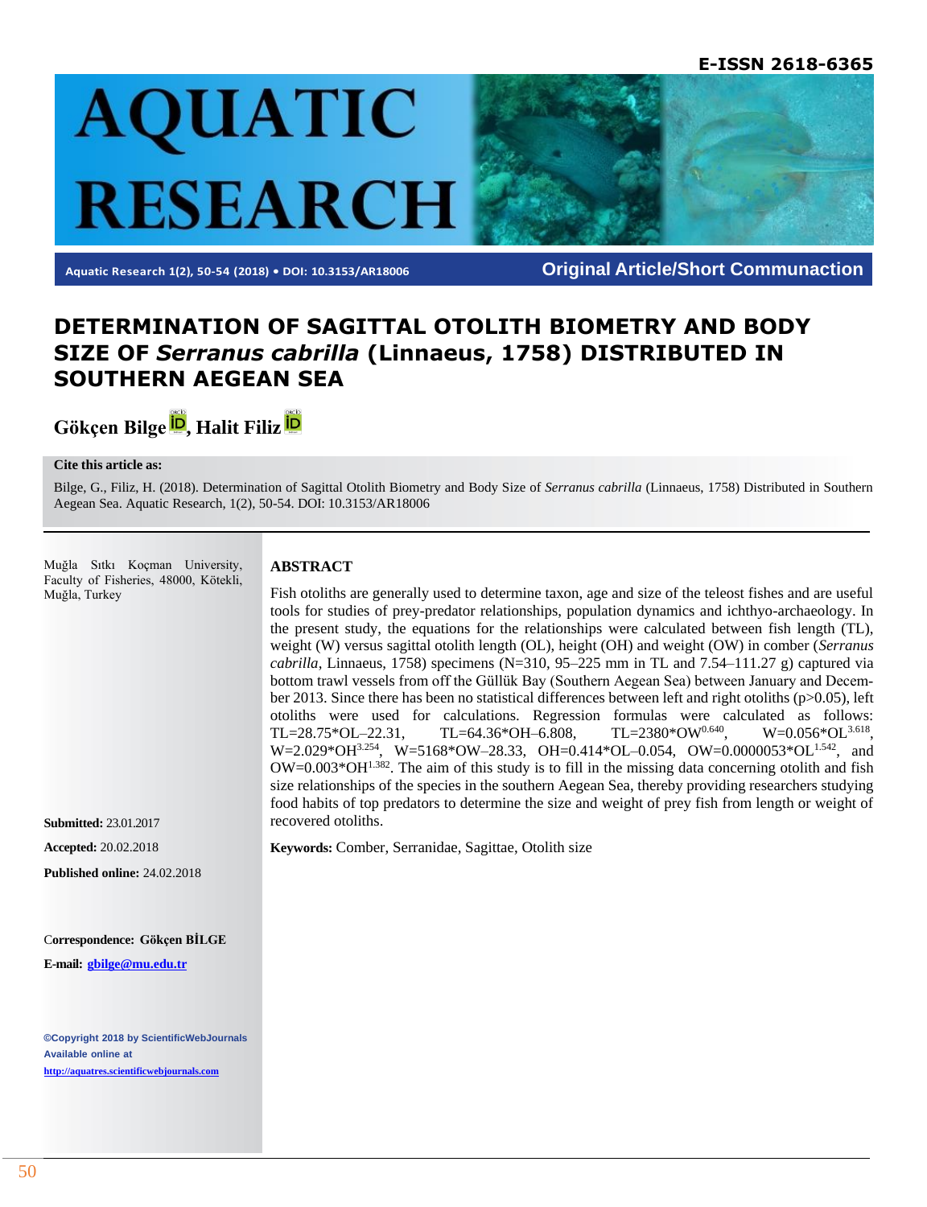E-ISSN 2618-6365

# AQUATIC RESEARCH

Original Article/Short Communaction

# DETERMINATION OF SAGITTAL OTOLITH BIOMETRY AND BODY SIZE OF *Serranus cabrilla* (Linnaeus, 1758) DISTRIBUTED IN SOUTHERN AEGEAN SEA

**Gökçen Bilge, Halit Filiz**

**Cite this article as:**

Bilge, G., Filiz, H. (2018). Determination of Sagittal Otolith Biometry and Body Size of *Serranus cabrilla* (Linnaeus, 1758) Distributed in Southern Aegean Sea. Aquatic Research, 1(2), 50-54. DOI: 10.3153/AR18006

Muğla Sıtkı Koçman University, Faculty of Fisheries, 48000, Kötekli, Muğla, Turkey

**Submitted:** 23.01.2017

**Accepted:** 20.02.2018

**Published online:** 24.02.2018

**Correspondence:** Gökçen BİLGE

**E-mail:** gbilge@mu.edu.tr

©Copyright 2018 by ScientificWebJournals
Available online at
http://aquatres.scientificwebjournals.com

## ABSTRACT

Fish otoliths are generally used to determine taxon, age and size of the teleost fishes and are useful tools for studies of prey-predator relationships, population dynamics and ichthyo-archaeology. In the present study, the equations for the relationships were calculated between fish length (TL), weight (W) versus sagittal otolith length (OL), height (OH) and weight (OW) in comber (*Serranus cabrilla*, Linnaeus, 1758) specimens (N=310, 95–225 mm in TL and 7.54–111.27 g) captured via bottom trawl vessels from off the Güllük Bay (Southern Aegean Sea) between January and December 2013. Since there has been no statistical differences between left and right otoliths ($p>0.05$), left otoliths were used for calculations. Regression formulas were calculated as follows: $TL=28.75*OL-22.31$, $TL=64.36*OH-6.808$, $TL=2380*OW^{0.640}$, $W=0.056*OL^{3.618}$, $W=2.029*OH^{3.254}$, $W=5168*OW-28.33$, $OH=0.414*OL-0.054$, $OW=0.0000053*OL^{1.542}$, and $OW=0.003*OH^{1.382}$. The aim of this study is to fill in the missing data concerning otolith and fish size relationships of the species in the southern Aegean Sea, thereby providing researchers studying food habits of top predators to determine the size and weight of prey fish from length or weight of recovered otoliths.

**Keywords:** Comber, Serranidae, Sagittae, Otolith size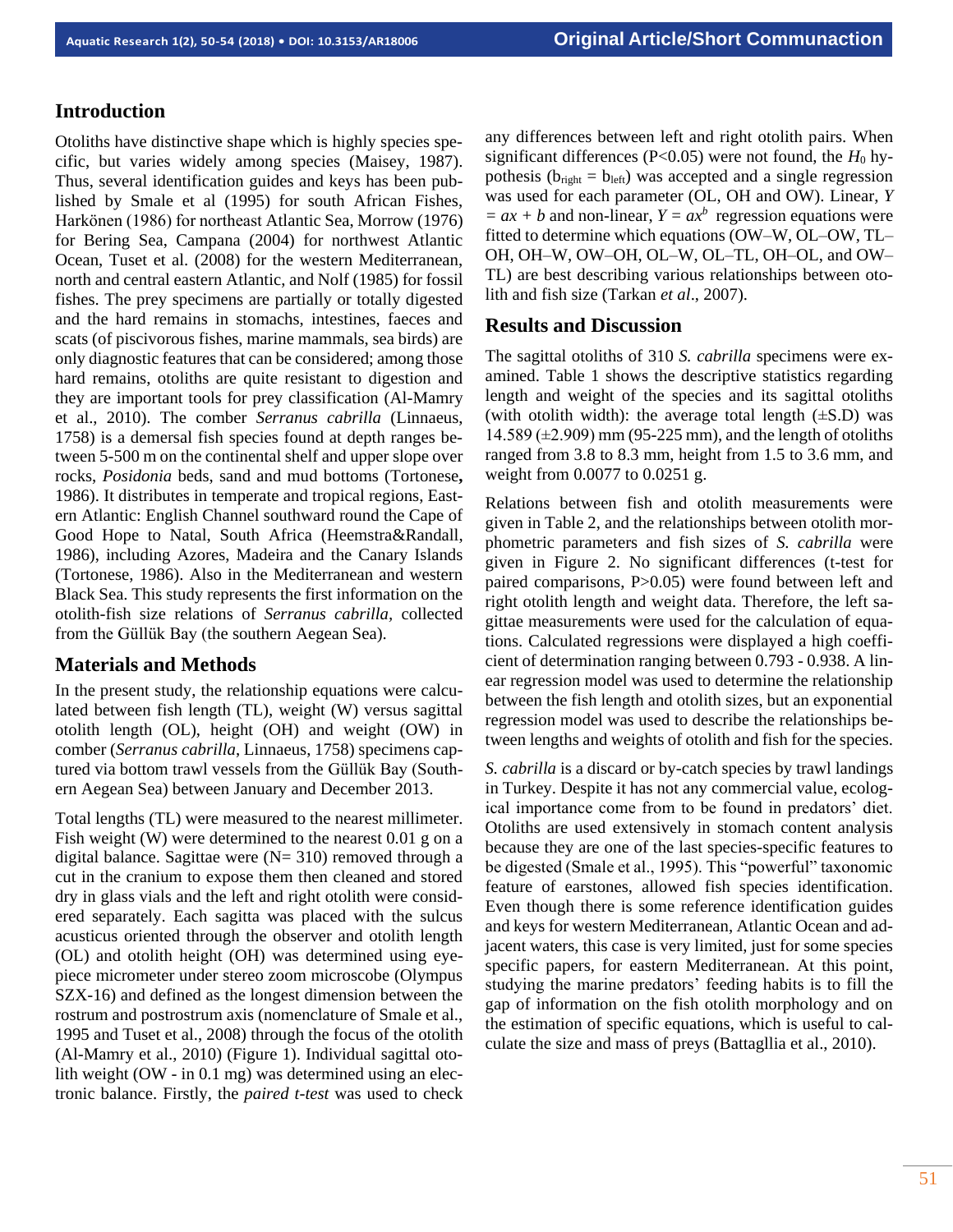## Introduction

Otoliths have distinctive shape which is highly species specific, but varies widely among species (Maisey, 1987). Thus, several identification guides and keys has been published by Smale et al (1995) for south African Fishes, Harkönen (1986) for northeast Atlantic Sea, Morrow (1976) for Bering Sea, Campana (2004) for northwest Atlantic Ocean, Tuset et al. (2008) for the western Mediterranean, north and central eastern Atlantic, and Nolf (1985) for fossil fishes. The prey specimens are partially or totally digested and the hard remains in stomachs, intestines, faeces and scats (of piscivorous fishes, marine mammals, sea birds) are only diagnostic features that can be considered; among those hard remains, otoliths are quite resistant to digestion and they are important tools for prey classification (Al-Mamry et al., 2010). The comber *Serranus cabrilla* (Linnaeus, 1758) is a demersal fish species found at depth ranges between 5-500 m on the continental shelf and upper slope over rocks, *Posidonia* beds, sand and mud bottoms (Tortonese, 1986). It distributes in temperate and tropical regions, Eastern Atlantic: English Channel southward round the Cape of Good Hope to Natal, South Africa (Heemstra&Randall, 1986), including Azores, Madeira and the Canary Islands (Tortonese, 1986). Also in the Mediterranean and western Black Sea. This study represents the first information on the otolith-fish size relations of *Serranus cabrilla,* collected from the Güllük Bay (the southern Aegean Sea).

## Materials and Methods

In the present study, the relationship equations were calculated between fish length (TL), weight (W) versus sagittal otolith length (OL), height (OH) and weight (OW) in comber (*Serranus cabrilla*, Linnaeus, 1758) specimens captured via bottom trawl vessels from the Güllük Bay (Southern Aegean Sea) between January and December 2013.

Total lengths (TL) were measured to the nearest millimeter. Fish weight (W) were determined to the nearest 0.01 g on a digital balance. Sagittae were (N= 310) removed through a cut in the cranium to expose them then cleaned and stored dry in glass vials and the left and right otolith were considered separately. Each sagitta was placed with the sulcus acusticus oriented through the observer and otolith length (OL) and otolith height (OH) was determined using eyepiece micrometer under stereo zoom microscobe (Olympus SZX-16) and defined as the longest dimension between the rostrum and postrostrum axis (nomenclature of Smale et al., 1995 and Tuset et al., 2008) through the focus of the otolith (Al-Mamry et al., 2010) (Figure 1). Individual sagittal otolith weight (OW - in 0.1 mg) was determined using an electronic balance. Firstly, the *paired t-test* was used to check any differences between left and right otolith pairs. When significant differences ($P<0.05$) were not found, the $H_0$ hypothesis ($b_{right} = b_{left}$) was accepted and a single regression was used for each parameter (OL, OH and OW). Linear, $Y = ax + b$ and non-linear, $Y = ax^b$ regression equations were fitted to determine which equations (OW–W, OL–OW, TL–OH, OH–W, OW–OH, OL–W, OL–TL, OH–OL, and OW–TL) are best describing various relationships between otolith and fish size (Tarkan *et al*., 2007).

## Results and Discussion

The sagittal otoliths of 310 *S. cabrilla* specimens were examined. Table 1 shows the descriptive statistics regarding length and weight of the species and its sagittal otoliths (with otolith width): the average total length (±S.D) was 14.589 (±2.909) mm (95-225 mm), and the length of otoliths ranged from 3.8 to 8.3 mm, height from 1.5 to 3.6 mm, and weight from 0.0077 to 0.0251 g.

Relations between fish and otolith measurements were given in Table 2, and the relationships between otolith morphometric parameters and fish sizes of *S. cabrilla* were given in Figure 2. No significant differences (t-test for paired comparisons, $P>0.05$) were found between left and right otolith length and weight data. Therefore, the left sagittae measurements were used for the calculation of equations. Calculated regressions were displayed a high coefficient of determination ranging between 0.793 - 0.938. A linear regression model was used to determine the relationship between the fish length and otolith sizes, but an exponential regression model was used to describe the relationships between lengths and weights of otolith and fish for the species.

*S. cabrilla* is a discard or by-catch species by trawl landings in Turkey. Despite it has not any commercial value, ecological importance come from to be found in predators' diet. Otoliths are used extensively in stomach content analysis because they are one of the last species-specific features to be digested (Smale et al., 1995). This "powerful" taxonomic feature of earstones, allowed fish species identification. Even though there is some reference identification guides and keys for western Mediterranean, Atlantic Ocean and adjacent waters, this case is very limited, just for some species specific papers, for eastern Mediterranean. At this point, studying the marine predators' feeding habits is to fill the gap of information on the fish otolith morphology and on the estimation of specific equations, which is useful to calculate the size and mass of preys (Battagllia et al., 2010).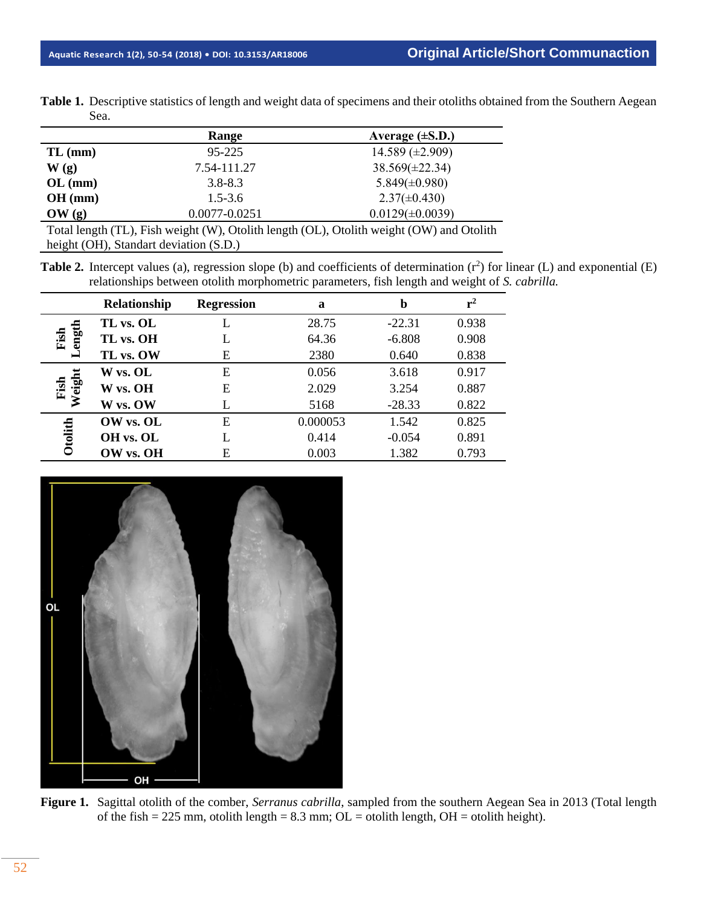**Table 1.** Descriptive statistics of length and weight data of specimens and their otoliths obtained from the Southern Aegean Sea.

| | Range | Average (±S.D.) |
|---|---|---|
| **TL (mm)** | 95-225 | 14.589 (±2.909) |
| **W (g)** | 7.54-111.27 | 38.569(±22.34) |
| **OL (mm)** | 3.8-8.3 | 5.849(±0.980) |
| **OH (mm)** | 1.5-3.6 | 2.37(±0.430) |
| **OW (g)** | 0.0077-0.0251 | 0.0129(±0.0039) |

Total length (TL), Fish weight (W), Otolith length (OL), Otolith weight (OW) and Otolith height (OH), Standart deviation (S.D.)

**Table 2.** Intercept values (a), regression slope (b) and coefficients of determination ($r^2$) for linear (L) and exponential (E) relationships between otolith morphometric parameters, fish length and weight of *S. cabrilla.*

| | Relationship | Regression | a | b | $r^2$ |
|---|---|---|---|---|---|
| Fish Length | **TL vs. OL** | L | 28.75 | -22.31 | 0.938 |
| | **TL vs. OH** | L | 64.36 | -6.808 | 0.908 |
| | **TL vs. OW** | E | 2380 | 0.640 | 0.838 |
| Fish Weight | **W vs. OL** | E | 0.056 | 3.618 | 0.917 |
| | **W vs. OH** | E | 2.029 | 3.254 | 0.887 |
| | **W vs. OW** | L | 5168 | -28.33 | 0.822 |
| Otolith | **OW vs. OL** | E | 0.000053 | 1.542 | 0.825 |
| | **OH vs. OL** | L | 0.414 | -0.054 | 0.891 |
| | **OW vs. OH** | E | 0.003 | 1.382 | 0.793 |

**Figure 1.** Sagittal otolith of the comber, *Serranus cabrilla*, sampled from the southern Aegean Sea in 2013 (Total length of the fish = 225 mm, otolith length = 8.3 mm; OL = otolith length, OH = otolith height).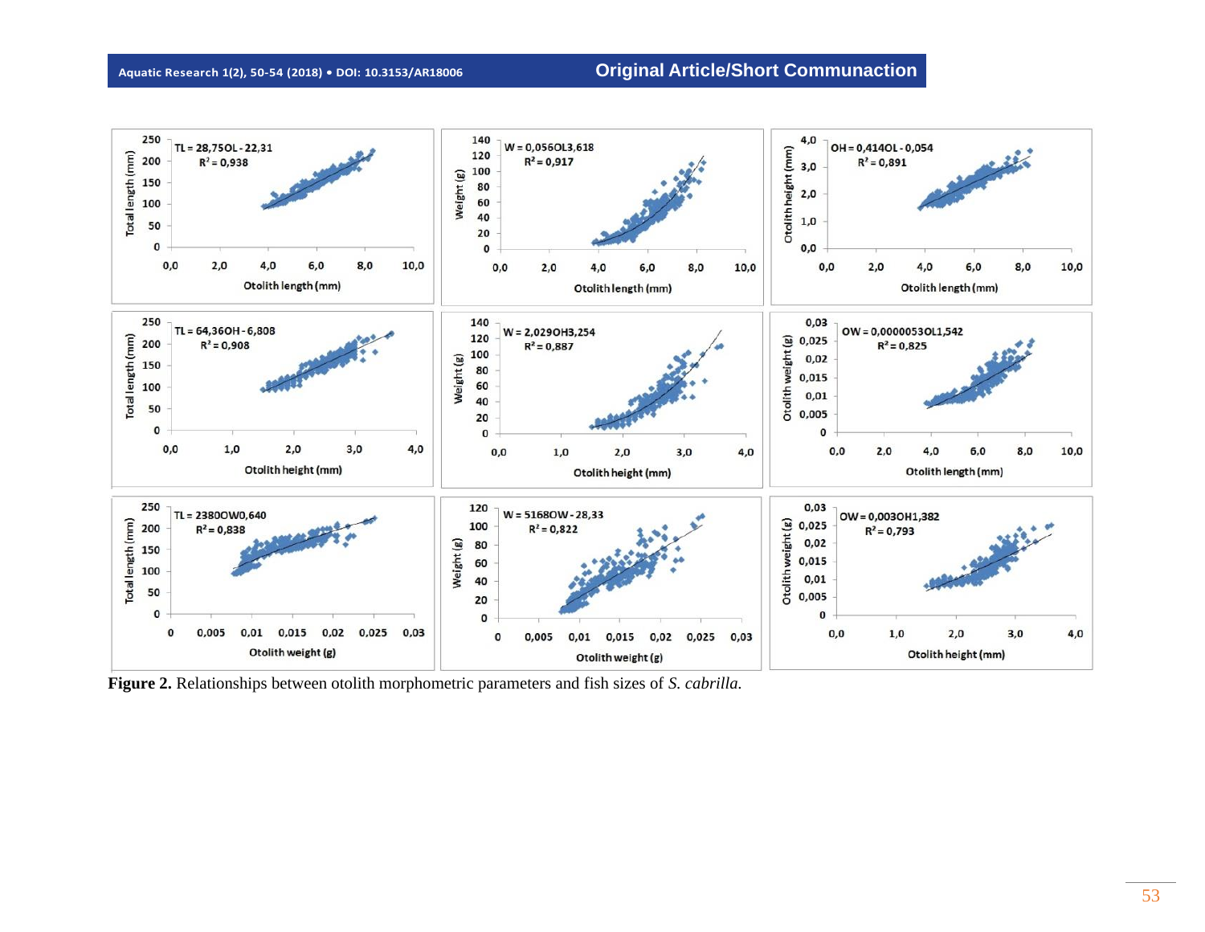Figure 2. Relationships between otolith morphometric parameters and fish sizes of *S. cabrilla.*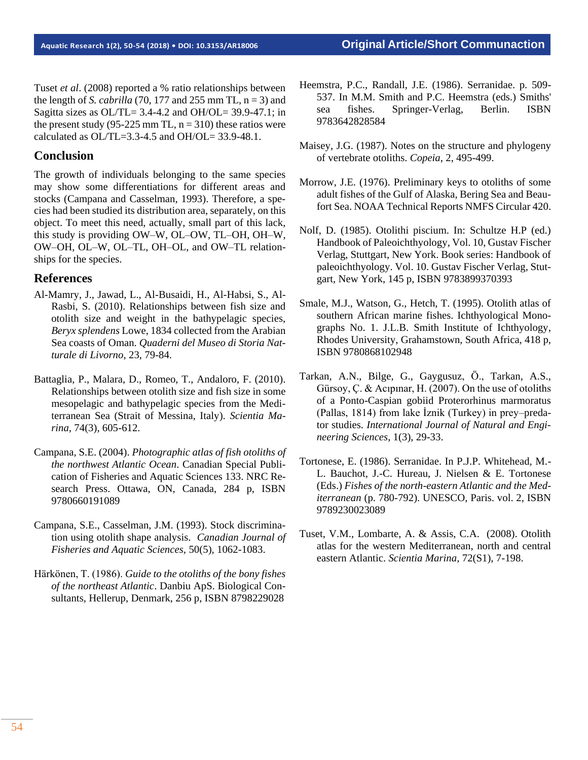Tuset *et al*. (2008) reported a % ratio relationships between the length of *S. cabrilla* (70, 177 and 255 mm TL, n = 3) and Sagitta sizes as OL/TL= 3.4-4.2 and OH/OL= 39.9-47.1; in the present study (95-225 mm TL, n = 310) these ratios were calculated as OL/TL=3.3-4.5 and OH/OL= 33.9-48.1.

## Conclusion

The growth of individuals belonging to the same species may show some differentiations for different areas and stocks (Campana and Casselman, 1993). Therefore, a species had been studied its distribution area, separately, on this object. To meet this need, actually, small part of this lack, this study is providing OW–W, OL–OW, TL–OH, OH–W, OW–OH, OL–W, OL–TL, OH–OL, and OW–TL relationships for the species.

## References

Al-Mamry, J., Jawad, L., Al-Busaidi, H., Al-Habsi, S., Al-Rasbi, S. (2010). Relationships between fish size and otolith size and weight in the bathypelagic species, *Beryx splendens* Lowe, 1834 collected from the Arabian Sea coasts of Oman. *Quaderni del Museo di Storia Naturale di Livorno*, 23, 79-84.

Battaglia, P., Malara, D., Romeo, T., Andaloro, F. (2010). Relationships between otolith size and fish size in some mesopelagic and bathypelagic species from the Mediterranean Sea (Strait of Messina, Italy). *Scientia Marina*, 74(3), 605-612.

Campana, S.E. (2004). *Photographic atlas of fish otoliths of the northwest Atlantic Ocean*. Canadian Special Publication of Fisheries and Aquatic Sciences 133. NRC Research Press. Ottawa, ON, Canada, 284 p, ISBN 9780660191089

Campana, S.E., Casselman, J.M. (1993). Stock discrimination using otolith shape analysis. *Canadian Journal of Fisheries and Aquatic Sciences*, 50(5), 1062-1083.

Härkönen, T. (1986). *Guide to the otoliths of the bony fishes of the northeast Atlantic*. Danbiu ApS. Biological Consultants, Hellerup, Denmark, 256 p, ISBN 8798229028

Heemstra, P.C., Randall, J.E. (1986). Serranidae. p. 509-537. In M.M. Smith and P.C. Heemstra (eds.) Smiths' sea fishes. Springer-Verlag, Berlin. ISBN 9783642828584

Maisey, J.G. (1987). Notes on the structure and phylogeny of vertebrate otoliths. *Copeia*, 2, 495-499.

Morrow, J.E. (1976). Preliminary keys to otoliths of some adult fishes of the Gulf of Alaska, Bering Sea and Beaufort Sea. NOAA Technical Reports NMFS Circular 420.

Nolf, D. (1985). Otolithi piscium. In: Schultze H.P (ed.) Handbook of Paleoichthyology, Vol. 10, Gustav Fischer Verlag, Stuttgart, New York. Book series: Handbook of paleoichthyology. Vol. 10. Gustav Fischer Verlag, Stuttgart, New York, 145 p, ISBN 9783899370393

Smale, M.J., Watson, G., Hetch, T. (1995). Otolith atlas of southern African marine fishes. Ichthyological Monographs No. 1. J.L.B. Smith Institute of Ichthyology, Rhodes University, Grahamstown, South Africa, 418 p, ISBN 9780868102948

Tarkan, A.N., Bilge, G., Gaygusuz, Ö., Tarkan, A.S., Gürsoy, Ç. & Acıpınar, H. (2007). On the use of otoliths of a Ponto-Caspian gobiid Proterorhinus marmoratus (Pallas, 1814) from lake İznik (Turkey) in prey–predator studies. *International Journal of Natural and Engineering Sciences*, 1(3), 29-33.

Tortonese, E. (1986). Serranidae. In P.J.P. Whitehead, M.-L. Bauchot, J.-C. Hureau, J. Nielsen & E. Tortonese (Eds.) *Fishes of the north-eastern Atlantic and the Mediterranean* (p. 780-792). UNESCO, Paris. vol. 2, ISBN 9789230023089

Tuset, V.M., Lombarte, A. & Assis, C.A. (2008). Otolith atlas for the western Mediterranean, north and central eastern Atlantic. *Scientia Marina*, 72(S1), 7-198.